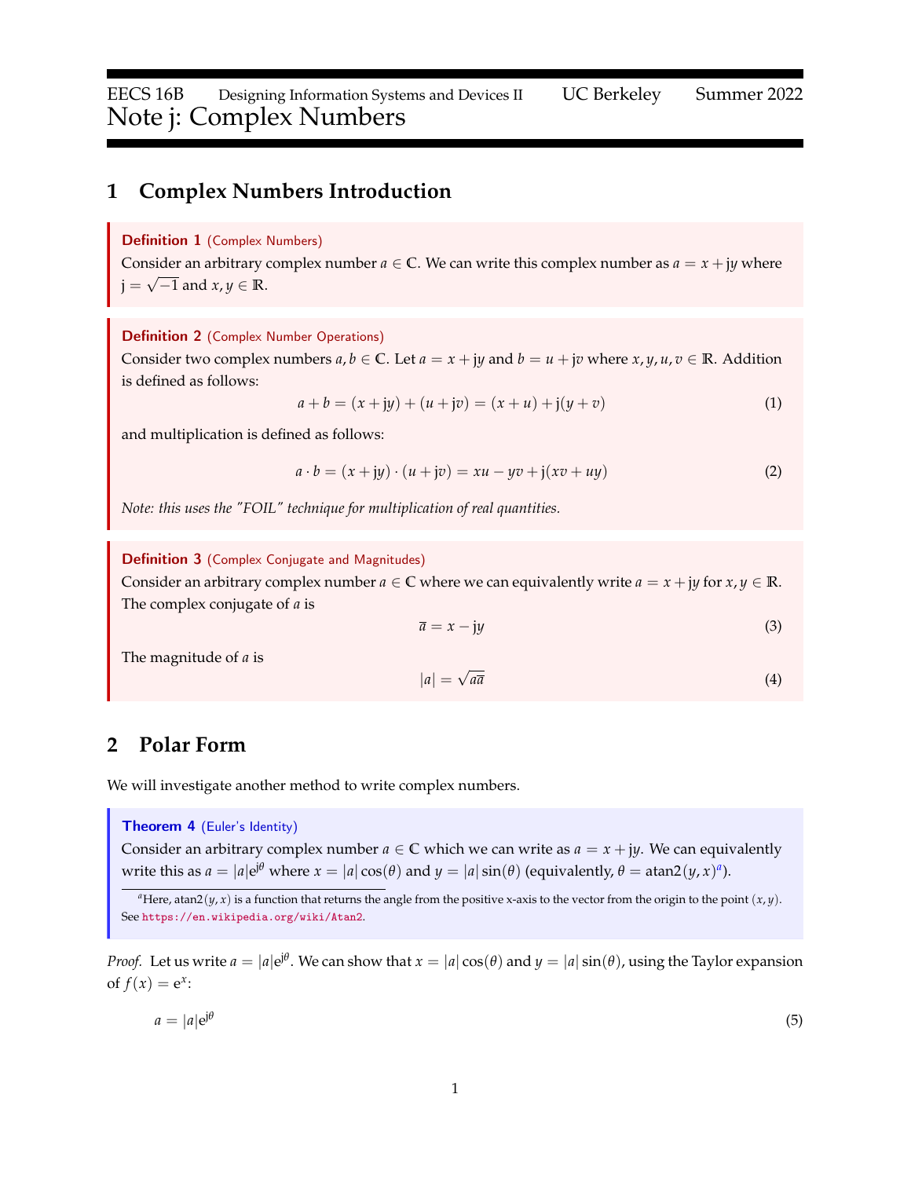# Note j: Complex Numbers

## 1 Complex Numbers Introduction

**Definition 1** (Complex Numbers)
Consider an arbitrary complex number $a \in \mathbb{C}$. We can write this complex number as $a = x + \mathrm{j}y$ where $\mathrm{j} = \sqrt{-1}$ and $x, y \in \mathbb{R}$.

**Definition 2** (Complex Number Operations)
Consider two complex numbers $a, b \in \mathbb{C}$. Let $a = x + \mathrm{j}y$ and $b = u + \mathrm{j}v$ where $x, y, u, v \in \mathbb{R}$. Addition is defined as follows:

$$a + b = (x + \mathrm{j}y) + (u + \mathrm{j}v) = (x + u) + \mathrm{j}(y + v) \tag{1}$$

and multiplication is defined as follows:

$$a \cdot b = (x + \mathrm{j}y) \cdot (u + \mathrm{j}v) = xu - yv + \mathrm{j}(xv + uy) \tag{2}$$

*Note: this uses the "FOIL" technique for multiplication of real quantities.*

**Definition 3** (Complex Conjugate and Magnitudes)
Consider an arbitrary complex number $a \in \mathbb{C}$ where we can equivalently write $a = x + \mathrm{j}y$ for $x, y \in \mathbb{R}$. The complex conjugate of $a$ is

$$\overline{a} = x - \mathrm{j}y \tag{3}$$

The magnitude of $a$ is

$$|a| = \sqrt{a\overline{a}} \tag{4}$$

## 2 Polar Form

We will investigate another method to write complex numbers.

**Theorem 4** (Euler's Identity)
Consider an arbitrary complex number $a \in \mathbb{C}$ which we can write as $a = x + \mathrm{j}y$. We can equivalently write this as $a = |a|\mathrm{e}^{\mathrm{j}\theta}$ where $x = |a|\cos(\theta)$ and $y = |a|\sin(\theta)$ (equivalently, $\theta = \mathrm{atan2}(y, x)$[a]).

[a] Here, $\mathrm{atan2}(y, x)$ is a function that returns the angle from the positive x-axis to the vector from the origin to the point $(x, y)$. See https://en.wikipedia.org/wiki/Atan2.

*Proof.* Let us write $a = |a|\mathrm{e}^{\mathrm{j}\theta}$. We can show that $x = |a|\cos(\theta)$ and $y = |a|\sin(\theta)$, using the Taylor expansion of $f(x) = \mathrm{e}^x$:

$$a = |a|\mathrm{e}^{\mathrm{j}\theta} \tag{5}$$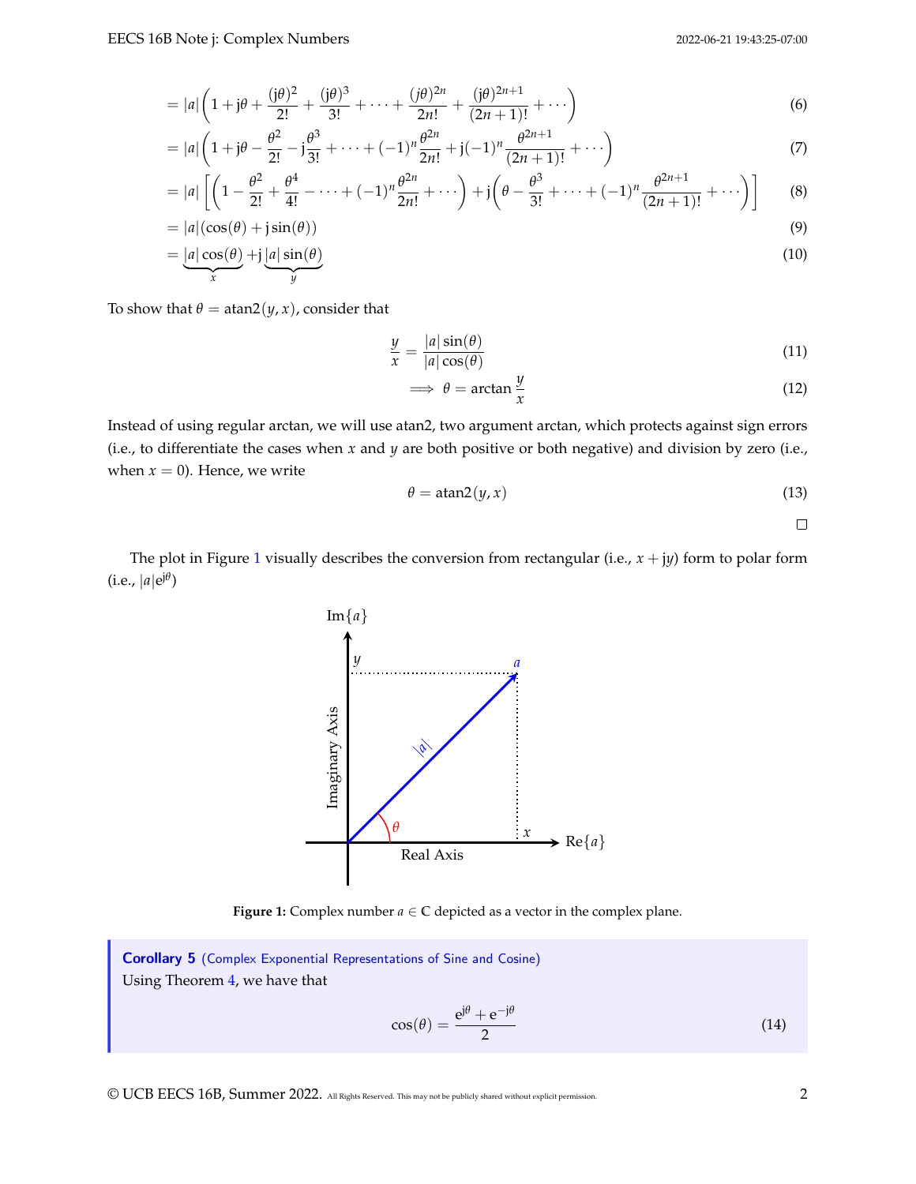$$= |a|\left(1 + \mathrm{j}\theta + \frac{(\mathrm{j}\theta)^2}{2!} + \frac{(\mathrm{j}\theta)^3}{3!} + \cdots + \frac{(j\theta)^{2n}}{2n!} + \frac{(\mathrm{j}\theta)^{2n+1}}{(2n+1)!} + \cdots\right) \tag{6}$$

$$= |a|\left(1 + \mathrm{j}\theta - \frac{\theta^2}{2!} - \mathrm{j}\frac{\theta^3}{3!} + \cdots + (-1)^n\frac{\theta^{2n}}{2n!} + \mathrm{j}(-1)^n\frac{\theta^{2n+1}}{(2n+1)!} + \cdots\right) \tag{7}$$

$$= |a|\left[\left(1 - \frac{\theta^2}{2!} + \frac{\theta^4}{4!} - \cdots + (-1)^n\frac{\theta^{2n}}{2n!} + \cdots\right) + \mathrm{j}\left(\theta - \frac{\theta^3}{3!} + \cdots + (-1)^n\frac{\theta^{2n+1}}{(2n+1)!} + \cdots\right)\right] \tag{8}$$

$$= |a|(\cos(\theta) + \mathrm{j}\sin(\theta)) \tag{9}$$

$$= \underbrace{|a|\cos(\theta)}_{x} + \mathrm{j}\underbrace{|a|\sin(\theta)}_{y} \tag{10}$$

To show that $\theta = \mathrm{atan2}(y, x)$, consider that

$$\frac{y}{x} = \frac{|a|\sin(\theta)}{|a|\cos(\theta)} \tag{11}$$

$$\implies \theta = \arctan\frac{y}{x} \tag{12}$$

Instead of using regular arctan, we will use atan2, two argument arctan, which protects against sign errors (i.e., to differentiate the cases when $x$ and $y$ are both positive or both negative) and division by zero (i.e., when $x = 0$). Hence, we write

$$\theta = \mathrm{atan2}(y, x) \tag{13}$$

□

The plot in Figure 1 visually describes the conversion from rectangular (i.e., $x + \mathrm{j}y$) form to polar form (i.e., $|a|\mathrm{e}^{\mathrm{j}\theta}$)

**Figure 1:** Complex number $a \in \mathbb{C}$ depicted as a vector in the complex plane.

> **Corollary 5** (Complex Exponential Representations of Sine and Cosine)
> Using Theorem 4, we have that
>
> $$\cos(\theta) = \frac{\mathrm{e}^{\mathrm{j}\theta} + \mathrm{e}^{-\mathrm{j}\theta}}{2} \tag{14}$$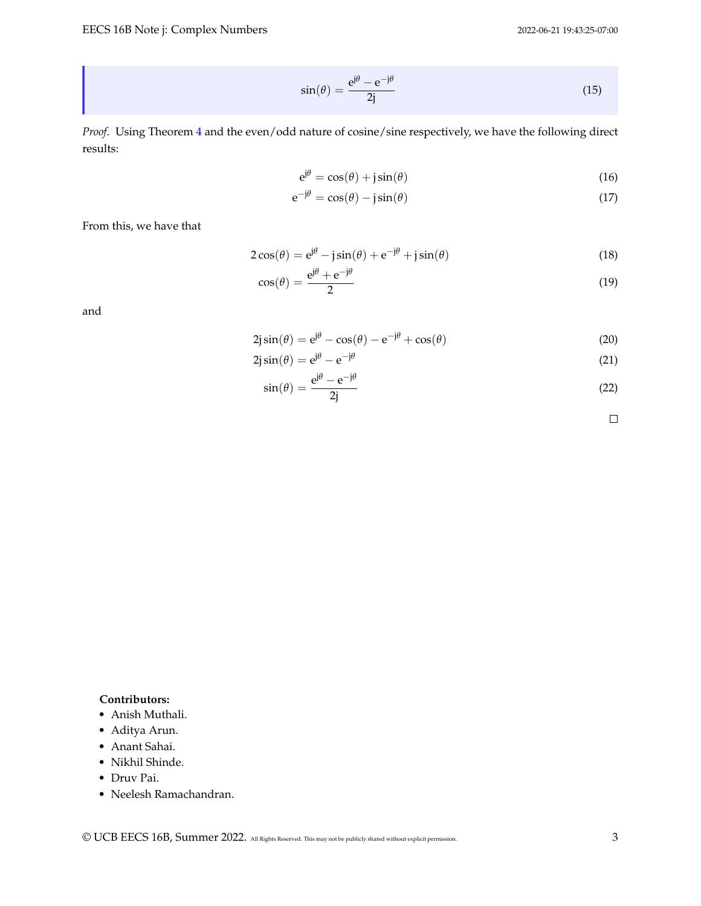$$\sin(\theta) = \frac{e^{j\theta} - e^{-j\theta}}{2j} \tag{15}$$

*Proof.* Using Theorem 4 and the even/odd nature of cosine/sine respectively, we have the following direct results:

$$e^{j\theta} = \cos(\theta) + j\sin(\theta) \tag{16}$$

$$e^{-j\theta} = \cos(\theta) - j\sin(\theta) \tag{17}$$

From this, we have that

$$2\cos(\theta) = e^{j\theta} - j\sin(\theta) + e^{-j\theta} + j\sin(\theta) \tag{18}$$

$$\cos(\theta) = \frac{e^{j\theta} + e^{-j\theta}}{2} \tag{19}$$

and

$$2j\sin(\theta) = e^{j\theta} - \cos(\theta) - e^{-j\theta} + \cos(\theta) \tag{20}$$

$$2j\sin(\theta) = e^{j\theta} - e^{-j\theta} \tag{21}$$

$$\sin(\theta) = \frac{e^{j\theta} - e^{-j\theta}}{2j} \tag{22}$$

□

**Contributors:**

- Anish Muthali.
- Aditya Arun.
- Anant Sahai.
- Nikhil Shinde.
- Druv Pai.
- Neelesh Ramachandran.